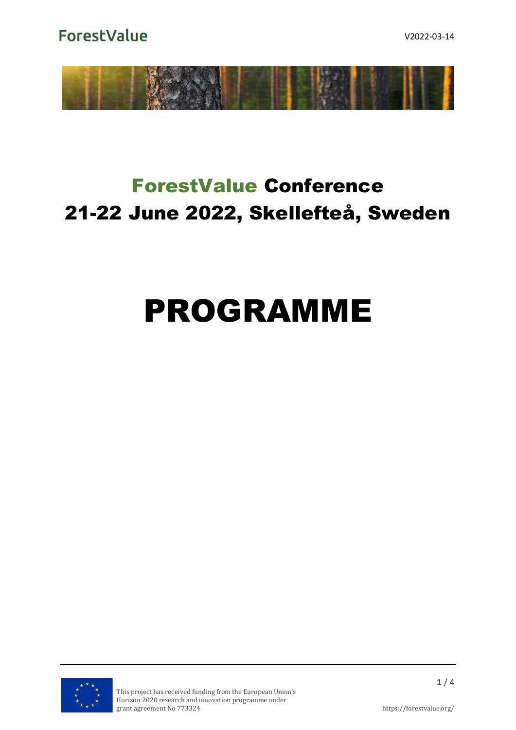# ForestValue Conference
# 21-22 June 2022, Skellefteå, Sweden

# PROGRAMME

This project has received funding from the European Union's Horizon 2020 research and innovation programme under grant agreement No 773324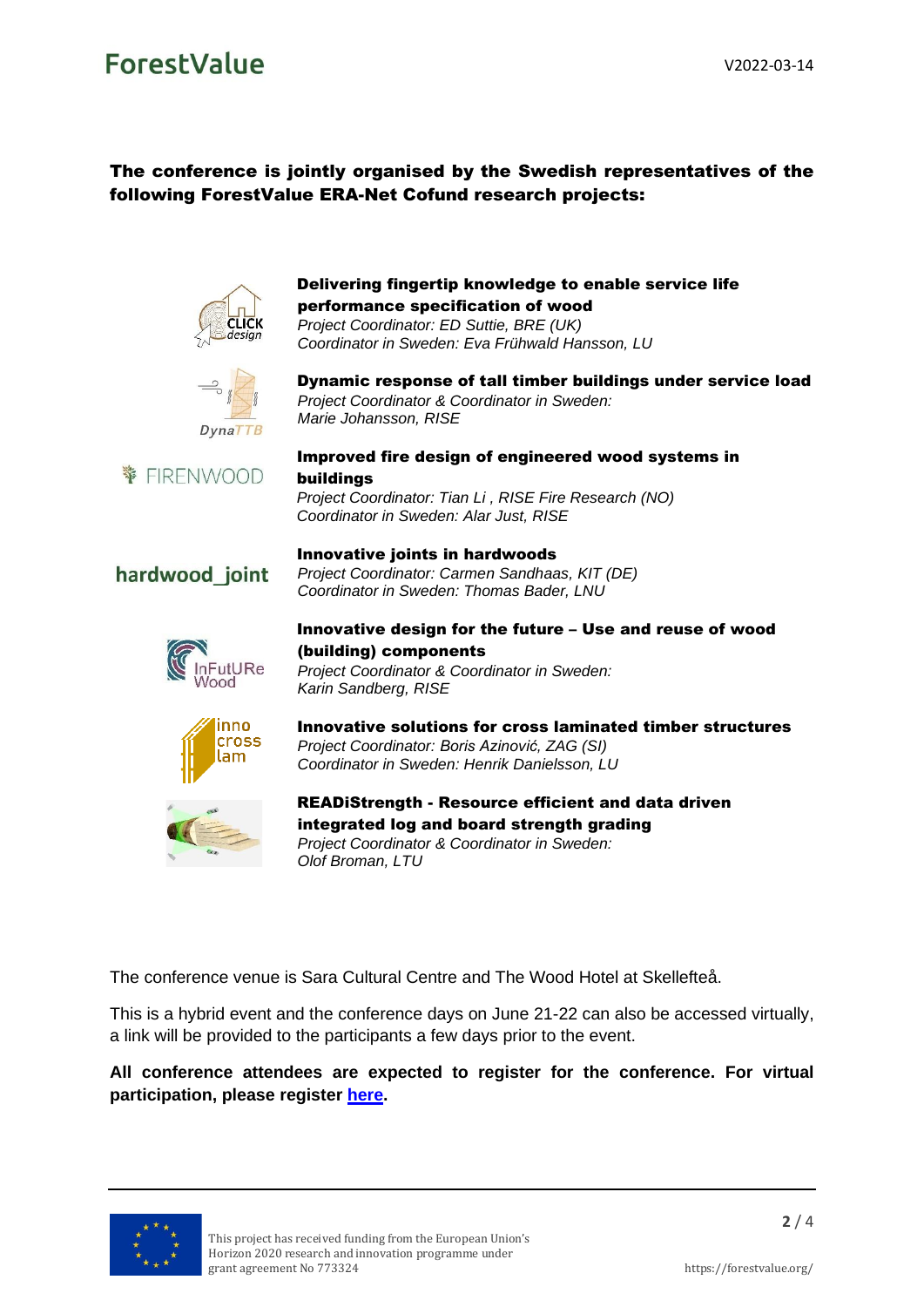**The conference is jointly organised by the Swedish representatives of the following ForestValue ERA-Net Cofund research projects:**

**Delivering fingertip knowledge to enable service life performance specification of wood**
*Project Coordinator: ED Suttie, BRE (UK)*
*Coordinator in Sweden: Eva Frühwald Hansson, LU*

**Dynamic response of tall timber buildings under service load**
*Project Coordinator & Coordinator in Sweden:*
*Marie Johansson, RISE*

**Improved fire design of engineered wood systems in buildings**
*Project Coordinator: Tian Li , RISE Fire Research (NO)*
*Coordinator in Sweden: Alar Just, RISE*

**Innovative joints in hardwoods**
*Project Coordinator: Carmen Sandhaas, KIT (DE)*
*Coordinator in Sweden: Thomas Bader, LNU*

**Innovative design for the future – Use and reuse of wood (building) components**
*Project Coordinator & Coordinator in Sweden:*
*Karin Sandberg, RISE*

**Innovative solutions for cross laminated timber structures**
*Project Coordinator: Boris Azinović, ZAG (SI)*
*Coordinator in Sweden: Henrik Danielsson, LU*

**READiStrength - Resource efficient and data driven integrated log and board strength grading**
*Project Coordinator & Coordinator in Sweden:*
*Olof Broman, LTU*

The conference venue is Sara Cultural Centre and The Wood Hotel at Skellefteå.

This is a hybrid event and the conference days on June 21-22 can also be accessed virtually, a link will be provided to the participants a few days prior to the event.

**All conference attendees are expected to register for the conference. For virtual participation, please register here.**

This project has received funding from the European Union's Horizon 2020 research and innovation programme under grant agreement No 773324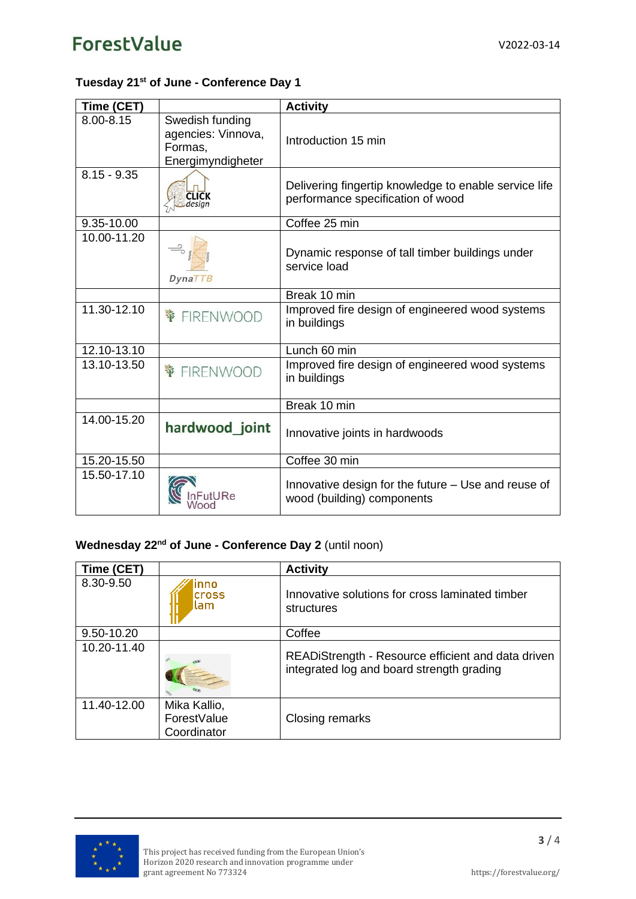**Tuesday 21st of June - Conference Day 1**

| Time (CET) | | Activity |
|---|---|---|
| 8.00-8.15 | Swedish funding agencies: Vinnova, Formas, Energimyndigheter | Introduction 15 min |
| 8.15 - 9.35 | CLICK design | Delivering fingertip knowledge to enable service life performance specification of wood |
| 9.35-10.00 | | Coffee 25 min |
| 10.00-11.20 | DynaTTB | Dynamic response of tall timber buildings under service load |
| | | Break 10 min |
| 11.30-12.10 | FIRENWOOD | Improved fire design of engineered wood systems in buildings |
| 12.10-13.10 | | Lunch 60 min |
| 13.10-13.50 | FIRENWOOD | Improved fire design of engineered wood systems in buildings |
| | | Break 10 min |
| 14.00-15.20 | hardwood_joint | Innovative joints in hardwoods |
| 15.20-15.50 | | Coffee 30 min |
| 15.50-17.10 | InFutURe Wood | Innovative design for the future – Use and reuse of wood (building) components |

**Wednesday 22nd of June - Conference Day 2** (until noon)

| Time (CET) | | Activity |
|---|---|---|
| 8.30-9.50 | inno cross lam | Innovative solutions for cross laminated timber structures |
| 9.50-10.20 | | Coffee |
| 10.20-11.40 | | READiStrength - Resource efficient and data driven integrated log and board strength grading |
| 11.40-12.00 | Mika Kallio, ForestValue Coordinator | Closing remarks |

This project has received funding from the European Union's Horizon 2020 research and innovation programme under grant agreement No 773324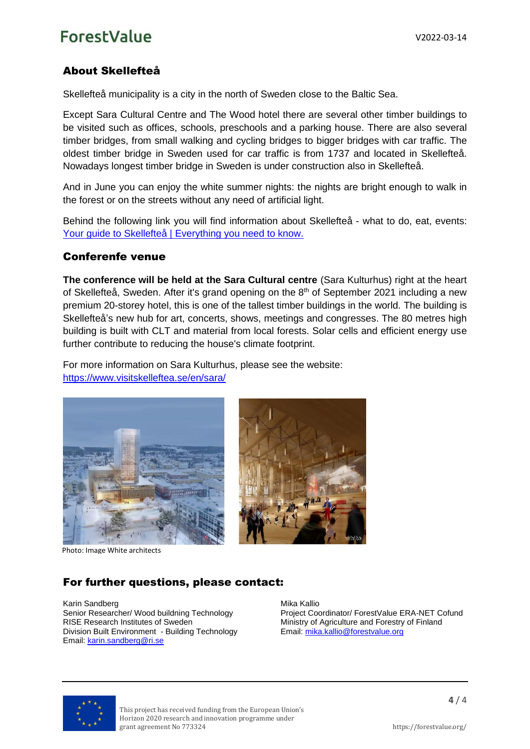## About Skellefteå

Skellefteå municipality is a city in the north of Sweden close to the Baltic Sea.

Except Sara Cultural Centre and The Wood hotel there are several other timber buildings to be visited such as offices, schools, preschools and a parking house. There are also several timber bridges, from small walking and cycling bridges to bigger bridges with car traffic. The oldest timber bridge in Sweden used for car traffic is from 1737 and located in Skellefteå. Nowadays longest timber bridge in Sweden is under construction also in Skellefteå.

And in June you can enjoy the white summer nights: the nights are bright enough to walk in the forest or on the streets without any need of artificial light.

Behind the following link you will find information about Skellefteå - what to do, eat, events: [Your guide to Skellefteå | Everything you need to know.]

## Conferenfe venue

**The conference will be held at the Sara Cultural centre** (Sara Kulturhus) right at the heart of Skellefteå, Sweden. After it's grand opening on the 8th of September 2021 including a new premium 20-storey hotel, this is one of the tallest timber buildings in the world. The building is Skellefteå's new hub for art, concerts, shows, meetings and congresses. The 80 metres high building is built with CLT and material from local forests. Solar cells and efficient energy use further contribute to reducing the house's climate footprint.

For more information on Sara Kulturhus, please see the website:
https://www.visitskelleftea.se/en/sara/

Photo: Image White architects

## For further questions, please contact:

Karin Sandberg
Senior Researcher/ Wood buildning Technology
RISE Research Institutes of Sweden
Division Built Environment - Building Technology
Email: karin.sandberg@ri.se

Mika Kallio
Project Coordinator/ ForestValue ERA-NET Cofund
Ministry of Agriculture and Forestry of Finland
Email: mika.kallio@forestvalue.org

This project has received funding from the European Union's Horizon 2020 research and innovation programme under grant agreement No 773324